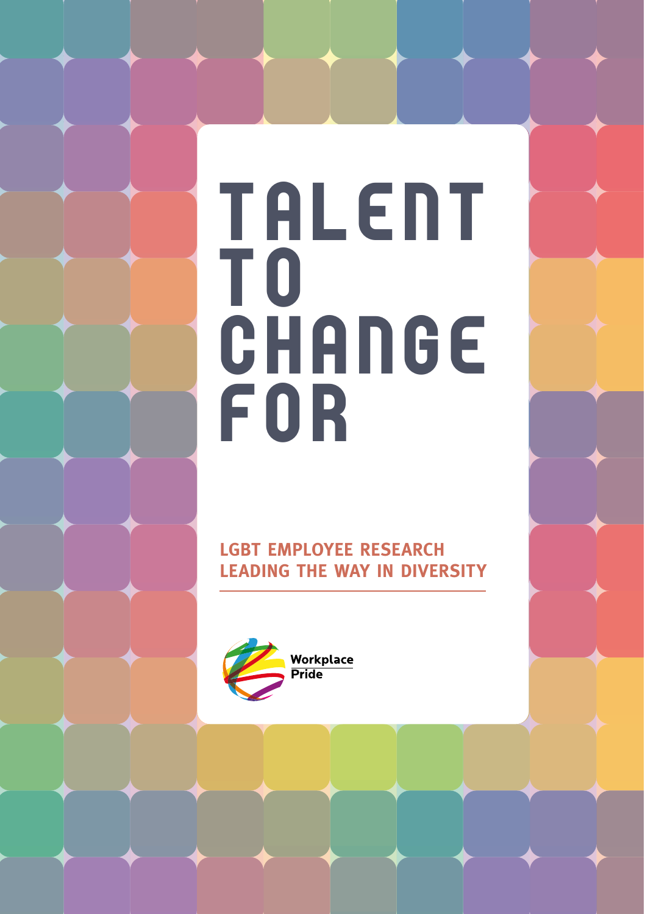# TALENT TO CHANGE FOR

## LGBT EMPLOYEE RESEARCH LEADING THE WAY IN DIVERSITY

Workplace Pride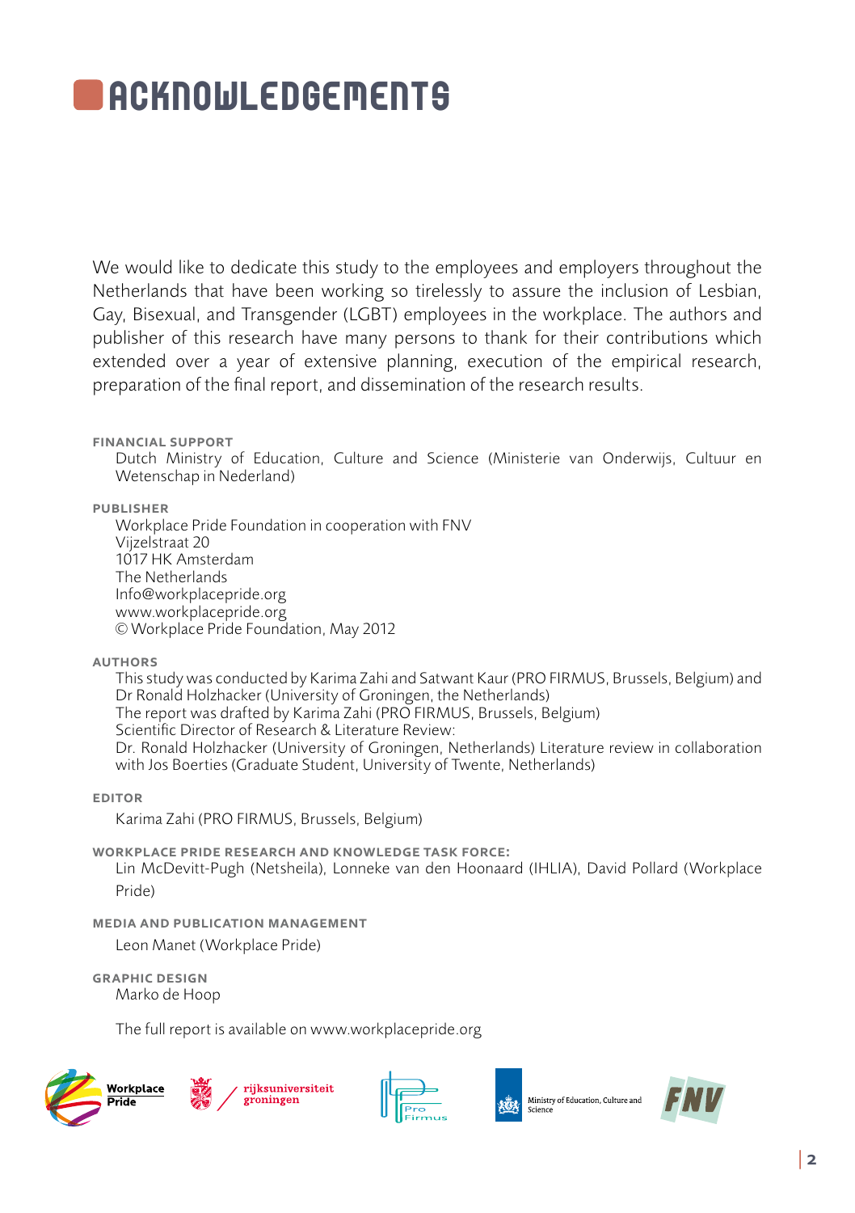# ACKNOWLEDGEMENTS

We would like to dedicate this study to the employees and employers throughout the Netherlands that have been working so tirelessly to assure the inclusion of Lesbian, Gay, Bisexual, and Transgender (LGBT) employees in the workplace. The authors and publisher of this research have many persons to thank for their contributions which extended over a year of extensive planning, execution of the empirical research, preparation of the final report, and dissemination of the research results.

**FINANCIAL SUPPORT**

Dutch Ministry of Education, Culture and Science (Ministerie van Onderwijs, Cultuur en Wetenschap in Nederland)

**PUBLISHER**

Workplace Pride Foundation in cooperation with FNV
Vijzelstraat 20
1017 HK Amsterdam
The Netherlands
Info@workplacepride.org
www.workplacepride.org
© Workplace Pride Foundation, May 2012

**AUTHORS**

This study was conducted by Karima Zahi and Satwant Kaur (PRO FIRMUS, Brussels, Belgium) and Dr Ronald Holzhacker (University of Groningen, the Netherlands)
The report was drafted by Karima Zahi (PRO FIRMUS, Brussels, Belgium)
Scientific Director of Research & Literature Review:
Dr. Ronald Holzhacker (University of Groningen, Netherlands) Literature review in collaboration with Jos Boerties (Graduate Student, University of Twente, Netherlands)

**EDITOR**

Karima Zahi (PRO FIRMUS, Brussels, Belgium)

**WORKPLACE PRIDE RESEARCH AND KNOWLEDGE TASK FORCE:**

Lin McDevitt-Pugh (Netsheila), Lonneke van den Hoonaard (IHLIA), David Pollard (Workplace Pride)

**MEDIA AND PUBLICATION MANAGEMENT**

Leon Manet (Workplace Pride)

**GRAPHIC DESIGN**

Marko de Hoop

The full report is available on www.workplacepride.org

Workplace Pride | rijksuniversiteit groningen | Pro Firmus | Ministry of Education, Culture and Science | FNV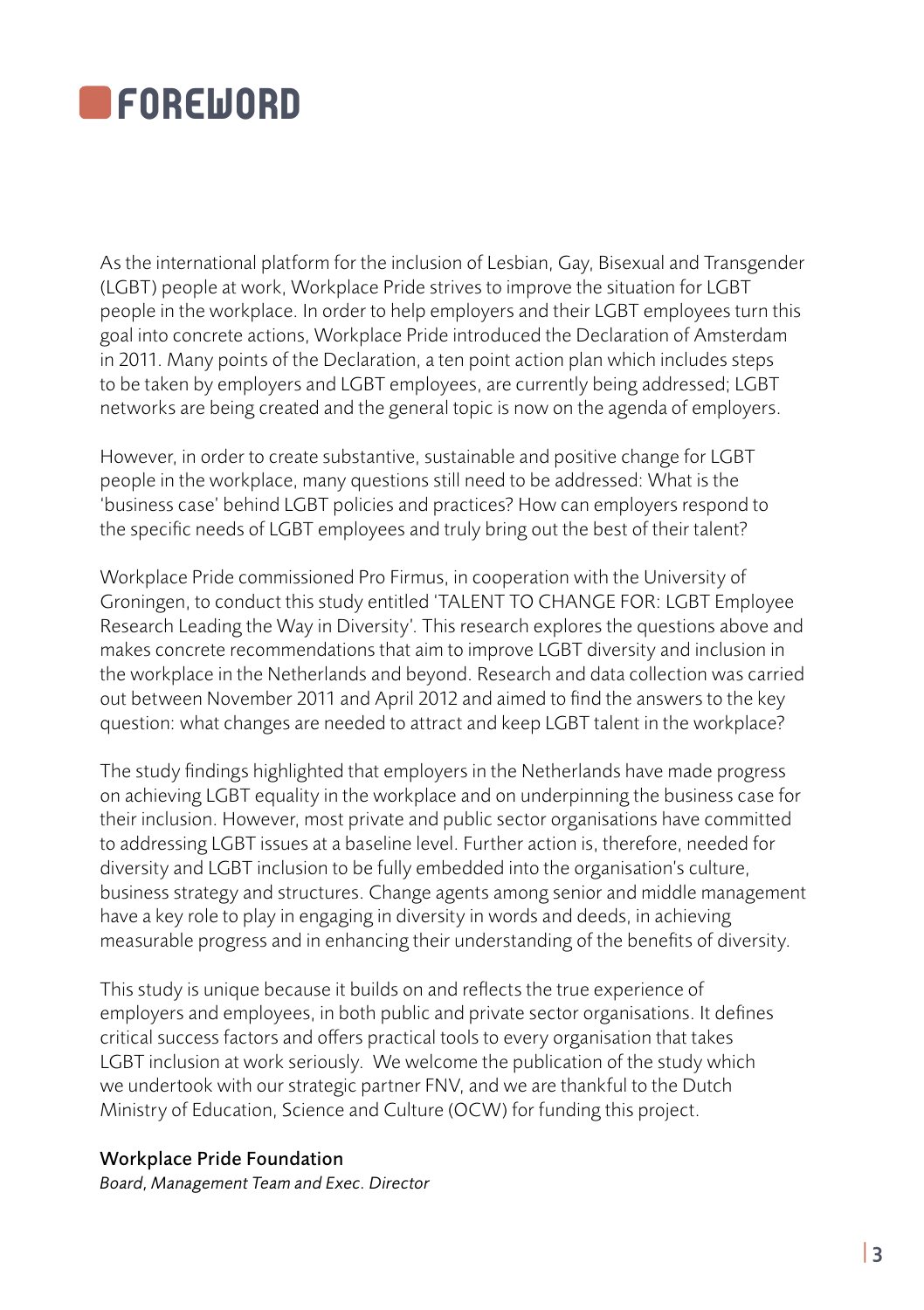# FOREWORD

As the international platform for the inclusion of Lesbian, Gay, Bisexual and Transgender (LGBT) people at work, Workplace Pride strives to improve the situation for LGBT people in the workplace. In order to help employers and their LGBT employees turn this goal into concrete actions, Workplace Pride introduced the Declaration of Amsterdam in 2011. Many points of the Declaration, a ten point action plan which includes steps to be taken by employers and LGBT employees, are currently being addressed; LGBT networks are being created and the general topic is now on the agenda of employers.

However, in order to create substantive, sustainable and positive change for LGBT people in the workplace, many questions still need to be addressed: What is the 'business case' behind LGBT policies and practices? How can employers respond to the specific needs of LGBT employees and truly bring out the best of their talent?

Workplace Pride commissioned Pro Firmus, in cooperation with the University of Groningen, to conduct this study entitled 'TALENT TO CHANGE FOR: LGBT Employee Research Leading the Way in Diversity'. This research explores the questions above and makes concrete recommendations that aim to improve LGBT diversity and inclusion in the workplace in the Netherlands and beyond. Research and data collection was carried out between November 2011 and April 2012 and aimed to find the answers to the key question: what changes are needed to attract and keep LGBT talent in the workplace?

The study findings highlighted that employers in the Netherlands have made progress on achieving LGBT equality in the workplace and on underpinning the business case for their inclusion. However, most private and public sector organisations have committed to addressing LGBT issues at a baseline level. Further action is, therefore, needed for diversity and LGBT inclusion to be fully embedded into the organisation's culture, business strategy and structures. Change agents among senior and middle management have a key role to play in engaging in diversity in words and deeds, in achieving measurable progress and in enhancing their understanding of the benefits of diversity.

This study is unique because it builds on and reflects the true experience of employers and employees, in both public and private sector organisations. It defines critical success factors and offers practical tools to every organisation that takes LGBT inclusion at work seriously. We welcome the publication of the study which we undertook with our strategic partner FNV, and we are thankful to the Dutch Ministry of Education, Science and Culture (OCW) for funding this project.

Workplace Pride Foundation
*Board, Management Team and Exec. Director*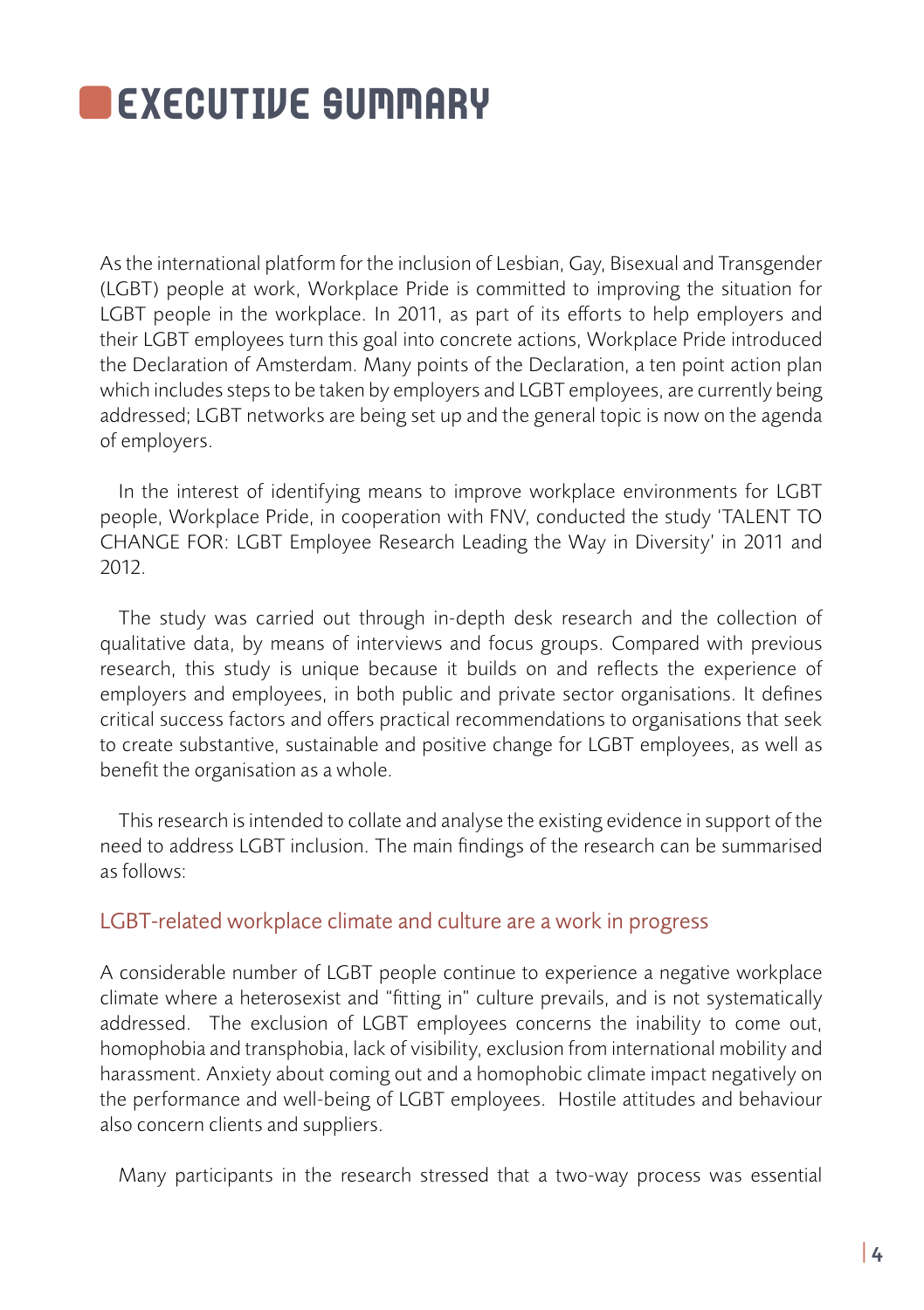# EXECUTIVE SUMMARY

As the international platform for the inclusion of Lesbian, Gay, Bisexual and Transgender (LGBT) people at work, Workplace Pride is committed to improving the situation for LGBT people in the workplace. In 2011, as part of its efforts to help employers and their LGBT employees turn this goal into concrete actions, Workplace Pride introduced the Declaration of Amsterdam. Many points of the Declaration, a ten point action plan which includes steps to be taken by employers and LGBT employees, are currently being addressed; LGBT networks are being set up and the general topic is now on the agenda of employers.

In the interest of identifying means to improve workplace environments for LGBT people, Workplace Pride, in cooperation with FNV, conducted the study 'TALENT TO CHANGE FOR: LGBT Employee Research Leading the Way in Diversity' in 2011 and 2012.

The study was carried out through in-depth desk research and the collection of qualitative data, by means of interviews and focus groups. Compared with previous research, this study is unique because it builds on and reflects the experience of employers and employees, in both public and private sector organisations. It defines critical success factors and offers practical recommendations to organisations that seek to create substantive, sustainable and positive change for LGBT employees, as well as benefit the organisation as a whole.

This research is intended to collate and analyse the existing evidence in support of the need to address LGBT inclusion. The main findings of the research can be summarised as follows:

## LGBT-related workplace climate and culture are a work in progress

A considerable number of LGBT people continue to experience a negative workplace climate where a heterosexist and "fitting in" culture prevails, and is not systematically addressed. The exclusion of LGBT employees concerns the inability to come out, homophobia and transphobia, lack of visibility, exclusion from international mobility and harassment. Anxiety about coming out and a homophobic climate impact negatively on the performance and well-being of LGBT employees. Hostile attitudes and behaviour also concern clients and suppliers.

Many participants in the research stressed that a two-way process was essential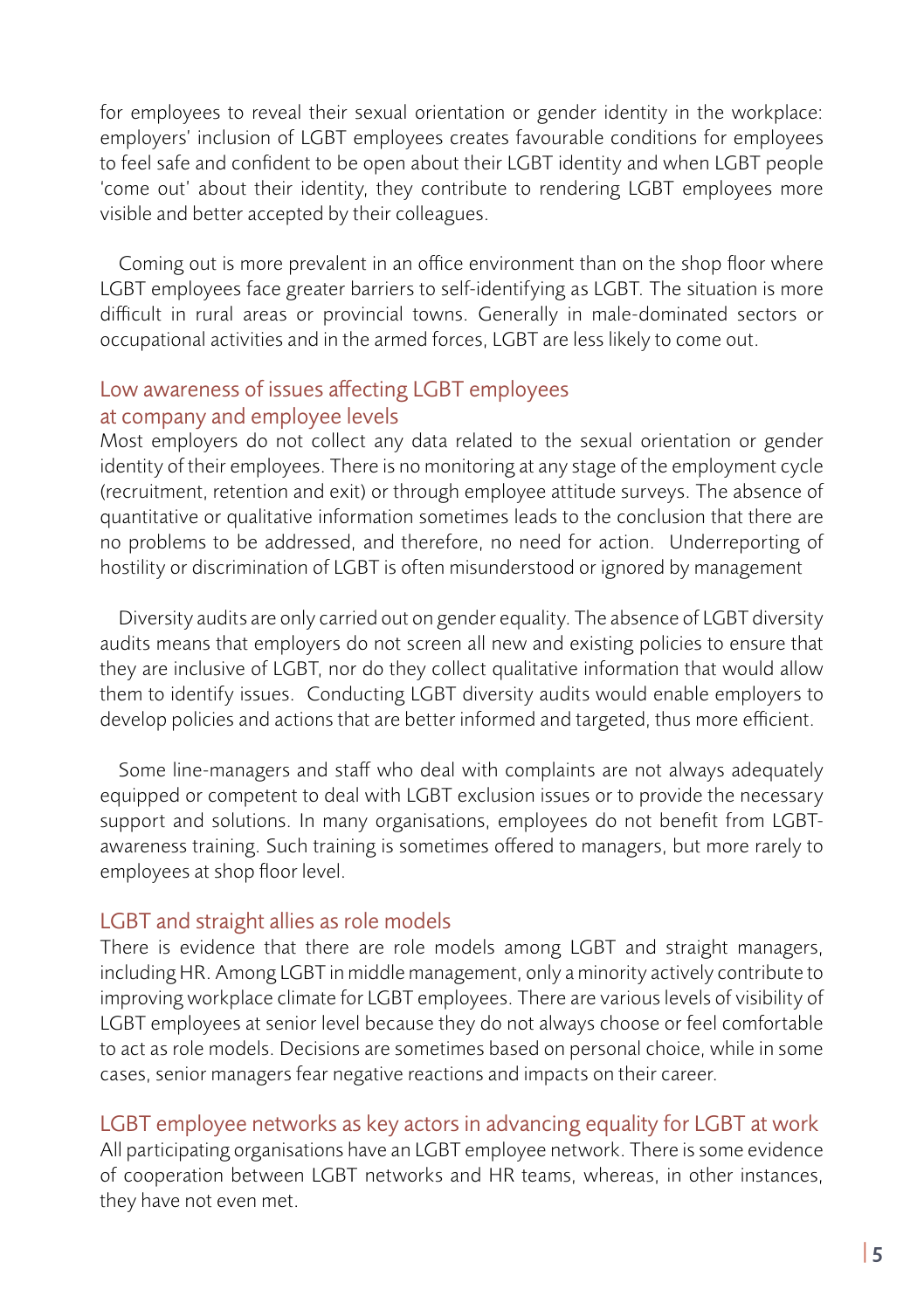for employees to reveal their sexual orientation or gender identity in the workplace: employers' inclusion of LGBT employees creates favourable conditions for employees to feel safe and confident to be open about their LGBT identity and when LGBT people 'come out' about their identity, they contribute to rendering LGBT employees more visible and better accepted by their colleagues.

Coming out is more prevalent in an office environment than on the shop floor where LGBT employees face greater barriers to self-identifying as LGBT. The situation is more difficult in rural areas or provincial towns. Generally in male-dominated sectors or occupational activities and in the armed forces, LGBT are less likely to come out.

## Low awareness of issues affecting LGBT employees at company and employee levels

Most employers do not collect any data related to the sexual orientation or gender identity of their employees. There is no monitoring at any stage of the employment cycle (recruitment, retention and exit) or through employee attitude surveys. The absence of quantitative or qualitative information sometimes leads to the conclusion that there are no problems to be addressed, and therefore, no need for action. Underreporting of hostility or discrimination of LGBT is often misunderstood or ignored by management

Diversity audits are only carried out on gender equality. The absence of LGBT diversity audits means that employers do not screen all new and existing policies to ensure that they are inclusive of LGBT, nor do they collect qualitative information that would allow them to identify issues. Conducting LGBT diversity audits would enable employers to develop policies and actions that are better informed and targeted, thus more efficient.

Some line-managers and staff who deal with complaints are not always adequately equipped or competent to deal with LGBT exclusion issues or to provide the necessary support and solutions. In many organisations, employees do not benefit from LGBT-awareness training. Such training is sometimes offered to managers, but more rarely to employees at shop floor level.

## LGBT and straight allies as role models

There is evidence that there are role models among LGBT and straight managers, including HR. Among LGBT in middle management, only a minority actively contribute to improving workplace climate for LGBT employees. There are various levels of visibility of LGBT employees at senior level because they do not always choose or feel comfortable to act as role models. Decisions are sometimes based on personal choice, while in some cases, senior managers fear negative reactions and impacts on their career.

## LGBT employee networks as key actors in advancing equality for LGBT at work

All participating organisations have an LGBT employee network. There is some evidence of cooperation between LGBT networks and HR teams, whereas, in other instances, they have not even met.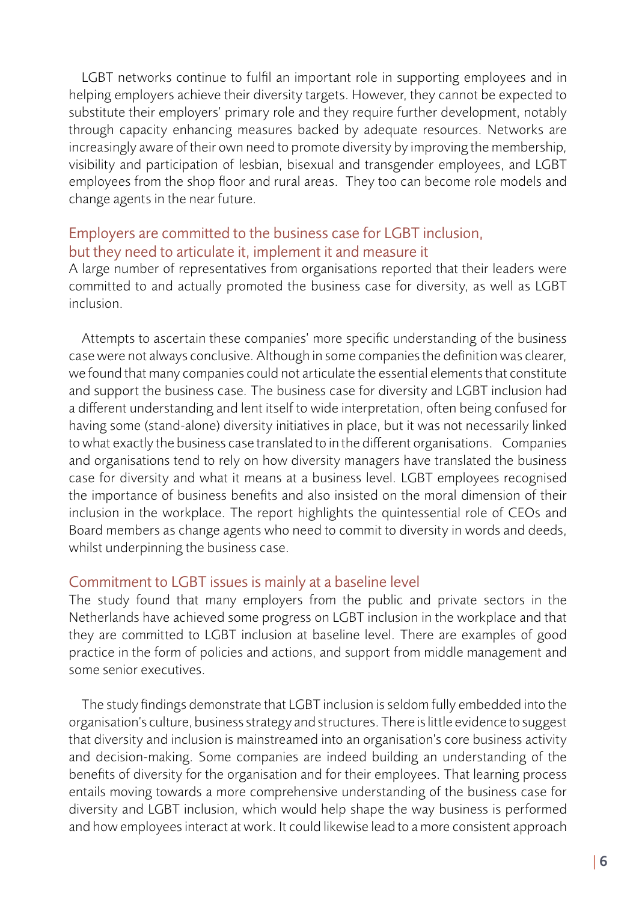LGBT networks continue to fulfil an important role in supporting employees and in helping employers achieve their diversity targets. However, they cannot be expected to substitute their employers' primary role and they require further development, notably through capacity enhancing measures backed by adequate resources. Networks are increasingly aware of their own need to promote diversity by improving the membership, visibility and participation of lesbian, bisexual and transgender employees, and LGBT employees from the shop floor and rural areas. They too can become role models and change agents in the near future.

## Employers are committed to the business case for LGBT inclusion, but they need to articulate it, implement it and measure it

A large number of representatives from organisations reported that their leaders were committed to and actually promoted the business case for diversity, as well as LGBT inclusion.

Attempts to ascertain these companies' more specific understanding of the business case were not always conclusive. Although in some companies the definition was clearer, we found that many companies could not articulate the essential elements that constitute and support the business case. The business case for diversity and LGBT inclusion had a different understanding and lent itself to wide interpretation, often being confused for having some (stand-alone) diversity initiatives in place, but it was not necessarily linked to what exactly the business case translated to in the different organisations. Companies and organisations tend to rely on how diversity managers have translated the business case for diversity and what it means at a business level. LGBT employees recognised the importance of business benefits and also insisted on the moral dimension of their inclusion in the workplace. The report highlights the quintessential role of CEOs and Board members as change agents who need to commit to diversity in words and deeds, whilst underpinning the business case.

## Commitment to LGBT issues is mainly at a baseline level

The study found that many employers from the public and private sectors in the Netherlands have achieved some progress on LGBT inclusion in the workplace and that they are committed to LGBT inclusion at baseline level. There are examples of good practice in the form of policies and actions, and support from middle management and some senior executives.

The study findings demonstrate that LGBT inclusion is seldom fully embedded into the organisation's culture, business strategy and structures. There is little evidence to suggest that diversity and inclusion is mainstreamed into an organisation's core business activity and decision-making. Some companies are indeed building an understanding of the benefits of diversity for the organisation and for their employees. That learning process entails moving towards a more comprehensive understanding of the business case for diversity and LGBT inclusion, which would help shape the way business is performed and how employees interact at work. It could likewise lead to a more consistent approach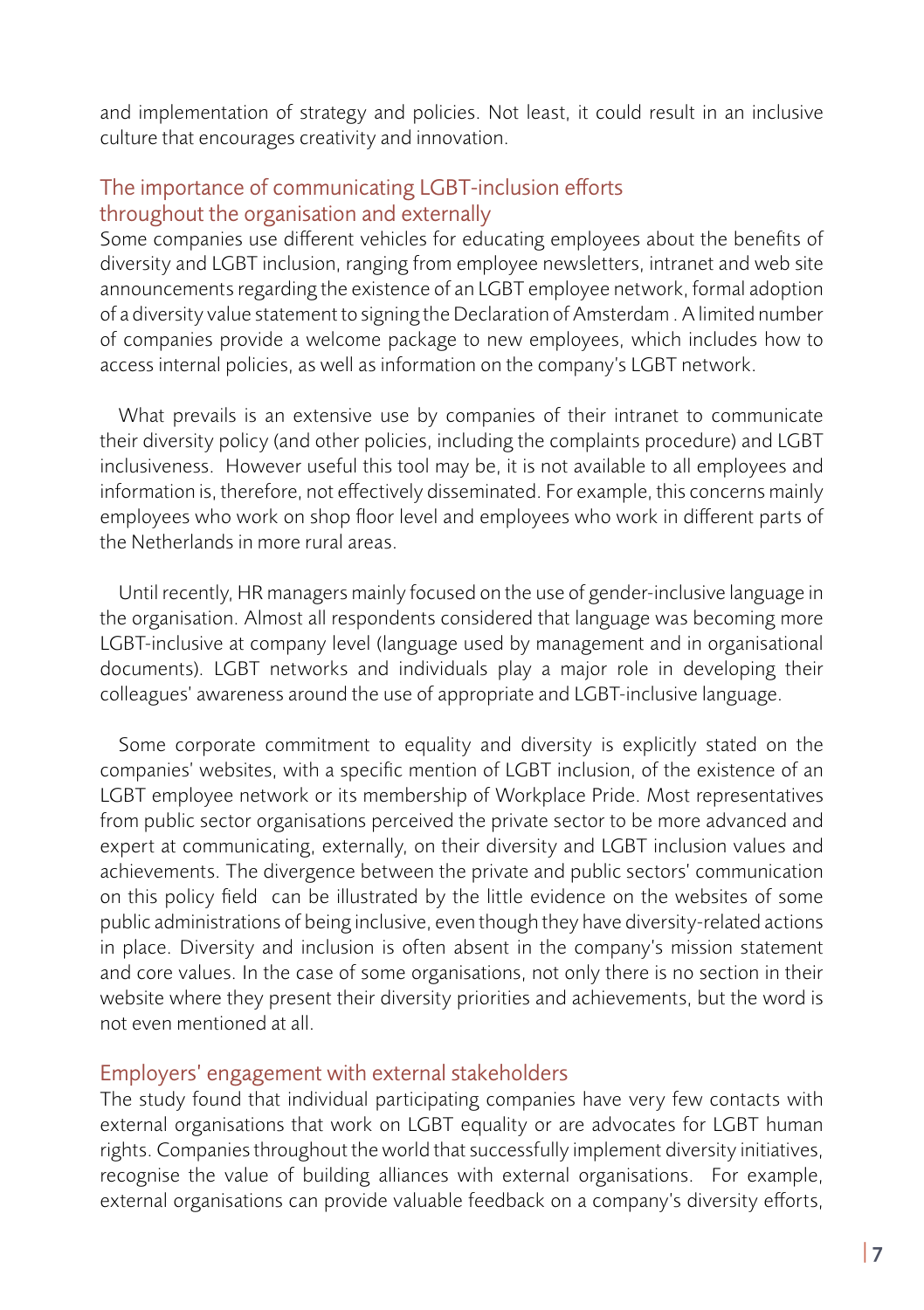and implementation of strategy and policies. Not least, it could result in an inclusive culture that encourages creativity and innovation.

## The importance of communicating LGBT-inclusion efforts throughout the organisation and externally

Some companies use different vehicles for educating employees about the benefits of diversity and LGBT inclusion, ranging from employee newsletters, intranet and web site announcements regarding the existence of an LGBT employee network, formal adoption of a diversity value statement to signing the Declaration of Amsterdam . A limited number of companies provide a welcome package to new employees, which includes how to access internal policies, as well as information on the company's LGBT network.

What prevails is an extensive use by companies of their intranet to communicate their diversity policy (and other policies, including the complaints procedure) and LGBT inclusiveness. However useful this tool may be, it is not available to all employees and information is, therefore, not effectively disseminated. For example, this concerns mainly employees who work on shop floor level and employees who work in different parts of the Netherlands in more rural areas.

Until recently, HR managers mainly focused on the use of gender-inclusive language in the organisation. Almost all respondents considered that language was becoming more LGBT-inclusive at company level (language used by management and in organisational documents). LGBT networks and individuals play a major role in developing their colleagues' awareness around the use of appropriate and LGBT-inclusive language.

Some corporate commitment to equality and diversity is explicitly stated on the companies' websites, with a specific mention of LGBT inclusion, of the existence of an LGBT employee network or its membership of Workplace Pride. Most representatives from public sector organisations perceived the private sector to be more advanced and expert at communicating, externally, on their diversity and LGBT inclusion values and achievements. The divergence between the private and public sectors' communication on this policy field can be illustrated by the little evidence on the websites of some public administrations of being inclusive, even though they have diversity-related actions in place. Diversity and inclusion is often absent in the company's mission statement and core values. In the case of some organisations, not only there is no section in their website where they present their diversity priorities and achievements, but the word is not even mentioned at all.

## Employers' engagement with external stakeholders

The study found that individual participating companies have very few contacts with external organisations that work on LGBT equality or are advocates for LGBT human rights. Companies throughout the world that successfully implement diversity initiatives, recognise the value of building alliances with external organisations. For example, external organisations can provide valuable feedback on a company's diversity efforts,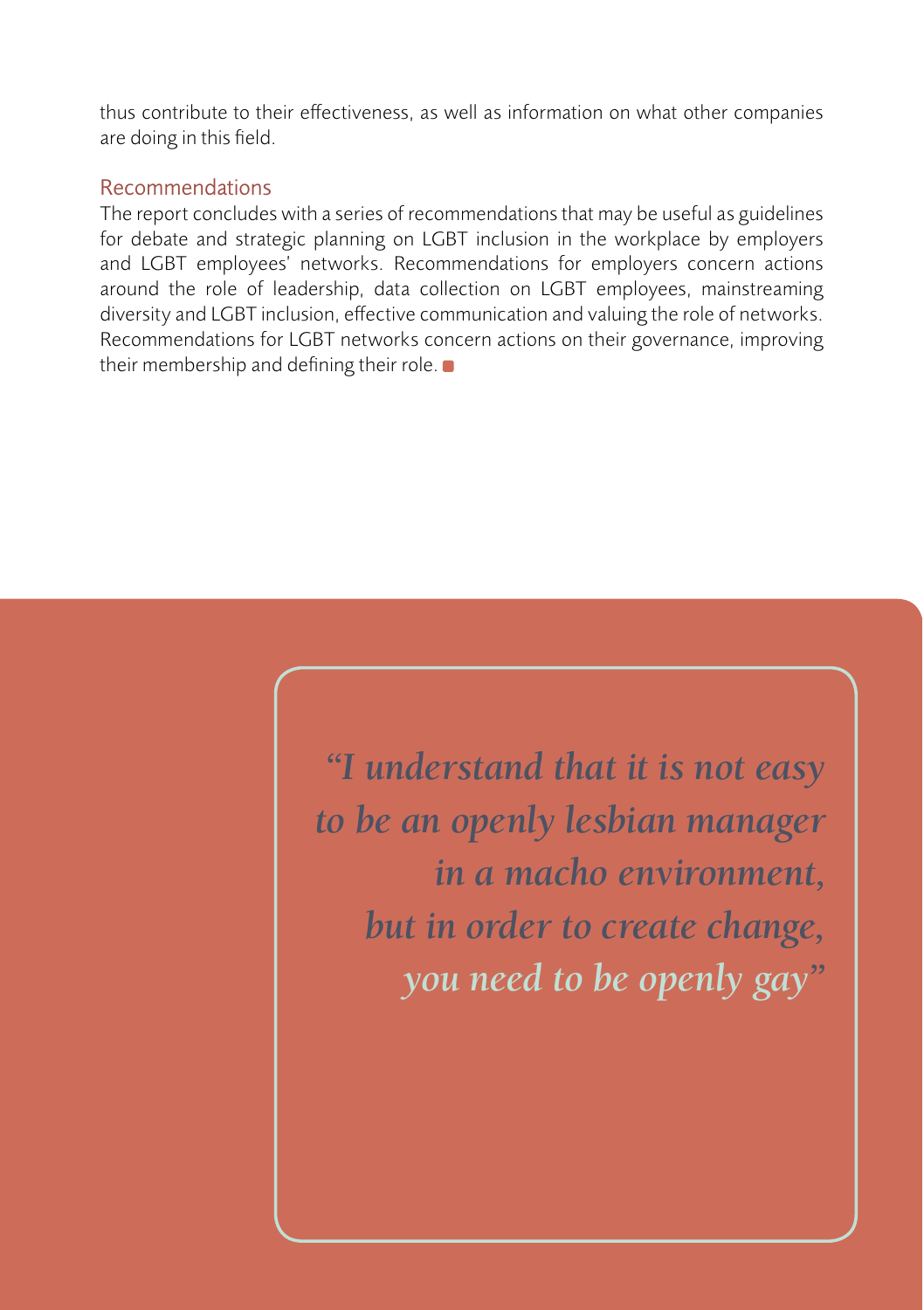thus contribute to their effectiveness, as well as information on what other companies are doing in this field.

### Recommendations

The report concludes with a series of recommendations that may be useful as guidelines for debate and strategic planning on LGBT inclusion in the workplace by employers and LGBT employees' networks. Recommendations for employers concern actions around the role of leadership, data collection on LGBT employees, mainstreaming diversity and LGBT inclusion, effective communication and valuing the role of networks. Recommendations for LGBT networks concern actions on their governance, improving their membership and defining their role.

> *"I understand that it is not easy to be an openly lesbian manager in a macho environment, but in order to create change, you need to be openly gay"*